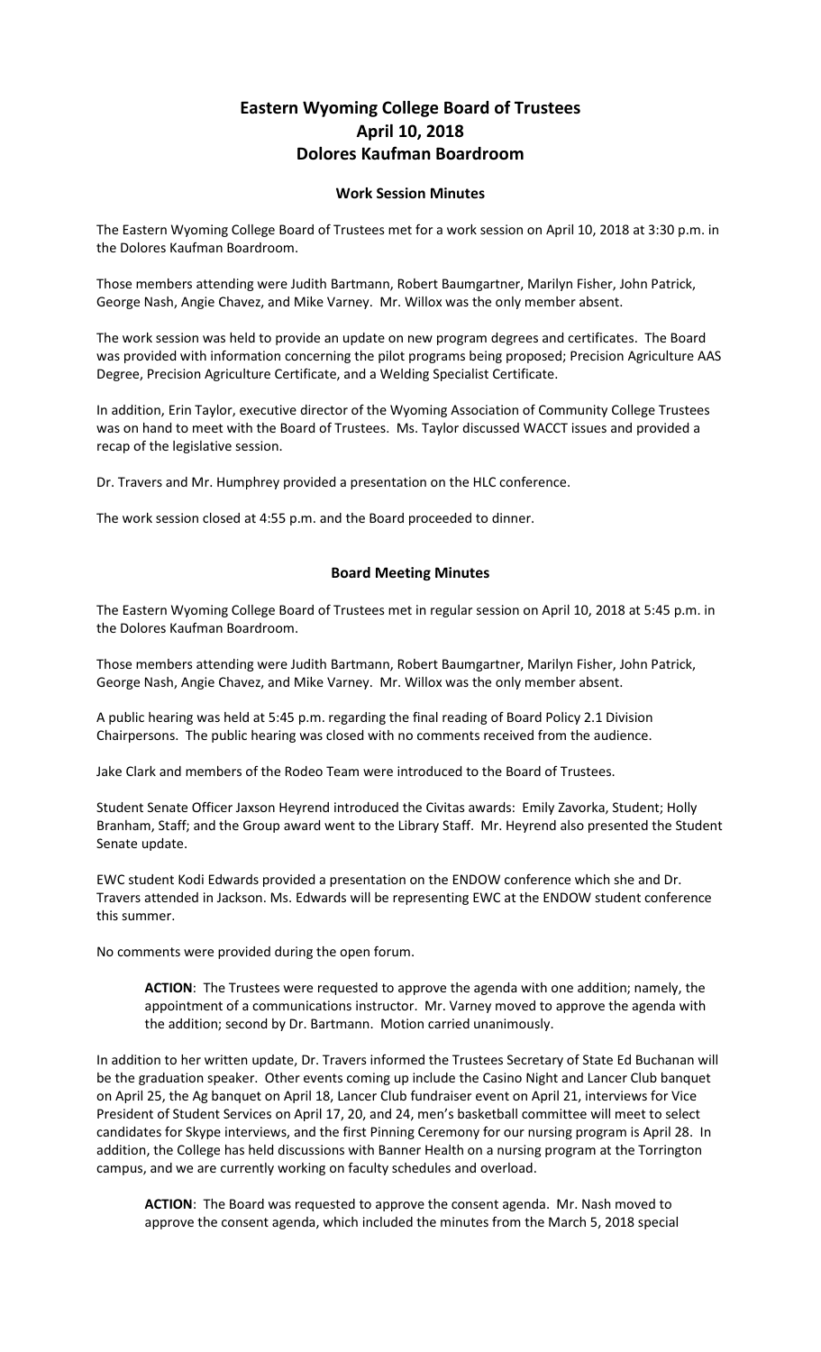# Eastern Wyoming College Board of Trustees
# April 10, 2018
# Dolores Kaufman Boardroom

### Work Session Minutes

The Eastern Wyoming College Board of Trustees met for a work session on April 10, 2018 at 3:30 p.m. in the Dolores Kaufman Boardroom.

Those members attending were Judith Bartmann, Robert Baumgartner, Marilyn Fisher, John Patrick, George Nash, Angie Chavez, and Mike Varney. Mr. Willox was the only member absent.

The work session was held to provide an update on new program degrees and certificates. The Board was provided with information concerning the pilot programs being proposed; Precision Agriculture AAS Degree, Precision Agriculture Certificate, and a Welding Specialist Certificate.

In addition, Erin Taylor, executive director of the Wyoming Association of Community College Trustees was on hand to meet with the Board of Trustees. Ms. Taylor discussed WACCT issues and provided a recap of the legislative session.

Dr. Travers and Mr. Humphrey provided a presentation on the HLC conference.

The work session closed at 4:55 p.m. and the Board proceeded to dinner.

### Board Meeting Minutes

The Eastern Wyoming College Board of Trustees met in regular session on April 10, 2018 at 5:45 p.m. in the Dolores Kaufman Boardroom.

Those members attending were Judith Bartmann, Robert Baumgartner, Marilyn Fisher, John Patrick, George Nash, Angie Chavez, and Mike Varney. Mr. Willox was the only member absent.

A public hearing was held at 5:45 p.m. regarding the final reading of Board Policy 2.1 Division Chairpersons. The public hearing was closed with no comments received from the audience.

Jake Clark and members of the Rodeo Team were introduced to the Board of Trustees.

Student Senate Officer Jaxson Heyrend introduced the Civitas awards: Emily Zavorka, Student; Holly Branham, Staff; and the Group award went to the Library Staff. Mr. Heyrend also presented the Student Senate update.

EWC student Kodi Edwards provided a presentation on the ENDOW conference which she and Dr. Travers attended in Jackson. Ms. Edwards will be representing EWC at the ENDOW student conference this summer.

No comments were provided during the open forum.

> **ACTION**: The Trustees were requested to approve the agenda with one addition; namely, the appointment of a communications instructor. Mr. Varney moved to approve the agenda with the addition; second by Dr. Bartmann. Motion carried unanimously.

In addition to her written update, Dr. Travers informed the Trustees Secretary of State Ed Buchanan will be the graduation speaker. Other events coming up include the Casino Night and Lancer Club banquet on April 25, the Ag banquet on April 18, Lancer Club fundraiser event on April 21, interviews for Vice President of Student Services on April 17, 20, and 24, men's basketball committee will meet to select candidates for Skype interviews, and the first Pinning Ceremony for our nursing program is April 28. In addition, the College has held discussions with Banner Health on a nursing program at the Torrington campus, and we are currently working on faculty schedules and overload.

> **ACTION**: The Board was requested to approve the consent agenda. Mr. Nash moved to approve the consent agenda, which included the minutes from the March 5, 2018 special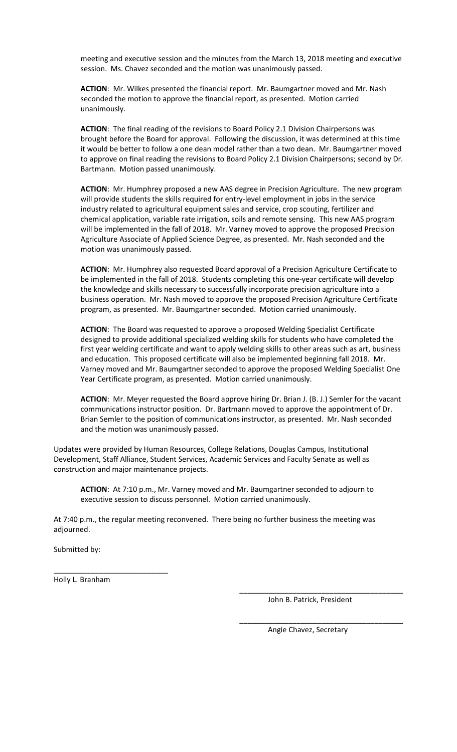meeting and executive session and the minutes from the March 13, 2018 meeting and executive session. Ms. Chavez seconded and the motion was unanimously passed.

**ACTION**: Mr. Wilkes presented the financial report. Mr. Baumgartner moved and Mr. Nash seconded the motion to approve the financial report, as presented. Motion carried unanimously.

**ACTION**: The final reading of the revisions to Board Policy 2.1 Division Chairpersons was brought before the Board for approval. Following the discussion, it was determined at this time it would be better to follow a one dean model rather than a two dean. Mr. Baumgartner moved to approve on final reading the revisions to Board Policy 2.1 Division Chairpersons; second by Dr. Bartmann. Motion passed unanimously.

**ACTION**: Mr. Humphrey proposed a new AAS degree in Precision Agriculture. The new program will provide students the skills required for entry-level employment in jobs in the service industry related to agricultural equipment sales and service, crop scouting, fertilizer and chemical application, variable rate irrigation, soils and remote sensing. This new AAS program will be implemented in the fall of 2018. Mr. Varney moved to approve the proposed Precision Agriculture Associate of Applied Science Degree, as presented. Mr. Nash seconded and the motion was unanimously passed.

**ACTION**: Mr. Humphrey also requested Board approval of a Precision Agriculture Certificate to be implemented in the fall of 2018. Students completing this one-year certificate will develop the knowledge and skills necessary to successfully incorporate precision agriculture into a business operation. Mr. Nash moved to approve the proposed Precision Agriculture Certificate program, as presented. Mr. Baumgartner seconded. Motion carried unanimously.

**ACTION**: The Board was requested to approve a proposed Welding Specialist Certificate designed to provide additional specialized welding skills for students who have completed the first year welding certificate and want to apply welding skills to other areas such as art, business and education. This proposed certificate will also be implemented beginning fall 2018. Mr. Varney moved and Mr. Baumgartner seconded to approve the proposed Welding Specialist One Year Certificate program, as presented. Motion carried unanimously.

**ACTION**: Mr. Meyer requested the Board approve hiring Dr. Brian J. (B. J.) Semler for the vacant communications instructor position. Dr. Bartmann moved to approve the appointment of Dr. Brian Semler to the position of communications instructor, as presented. Mr. Nash seconded and the motion was unanimously passed.

Updates were provided by Human Resources, College Relations, Douglas Campus, Institutional Development, Staff Alliance, Student Services, Academic Services and Faculty Senate as well as construction and major maintenance projects.

**ACTION**: At 7:10 p.m., Mr. Varney moved and Mr. Baumgartner seconded to adjourn to executive session to discuss personnel. Motion carried unanimously.

At 7:40 p.m., the regular meeting reconvened. There being no further business the meeting was adjourned.

Submitted by:

____________________________

Holly L. Branham

__________________________________________

John B. Patrick, President

__________________________________________

Angie Chavez, Secretary